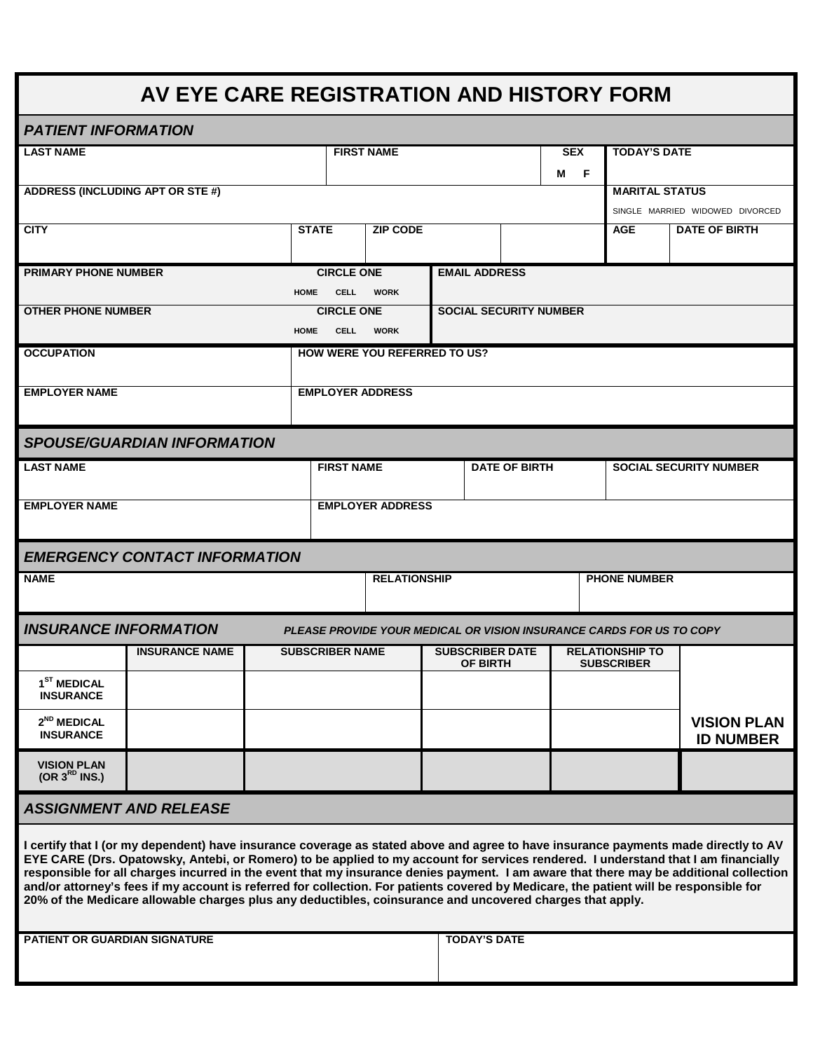# AV EYE CARE REGISTRATION AND HISTORY FORM

## *PATIENT INFORMATION*

| LAST NAME | FIRST NAME | SEX | TODAY'S DATE |
|---|---|---|---|
| | | M F | |

| ADDRESS (INCLUDING APT OR STE #) | MARITAL STATUS |
|---|---|
| | SINGLE MARRIED WIDOWED DIVORCED |

| CITY | STATE | ZIP CODE | | AGE | DATE OF BIRTH |
|---|---|---|---|---|---|
| | | | | | |

| PRIMARY PHONE NUMBER | CIRCLE ONE | EMAIL ADDRESS |
|---|---|---|
| | HOME CELL WORK | |

| OTHER PHONE NUMBER | CIRCLE ONE | SOCIAL SECURITY NUMBER |
|---|---|---|
| | HOME CELL WORK | |

| OCCUPATION | HOW WERE YOU REFERRED TO US? |
|---|---|
| | |

| EMPLOYER NAME | EMPLOYER ADDRESS |
|---|---|
| | |

## *SPOUSE/GUARDIAN INFORMATION*

| LAST NAME | FIRST NAME | DATE OF BIRTH | SOCIAL SECURITY NUMBER |
|---|---|---|---|
| | | | |

| EMPLOYER NAME | EMPLOYER ADDRESS |
|---|---|
| | |

## *EMERGENCY CONTACT INFORMATION*

| NAME | RELATIONSHIP | PHONE NUMBER |
|---|---|---|
| | | |

## *INSURANCE INFORMATION*

***PLEASE PROVIDE YOUR MEDICAL OR VISION INSURANCE CARDS FOR US TO COPY***

| | INSURANCE NAME | SUBSCRIBER NAME | SUBSCRIBER DATE OF BIRTH | RELATIONSHIP TO SUBSCRIBER | VISION PLAN ID NUMBER |
|---|---|---|---|---|---|
| 1ST MEDICAL INSURANCE | | | | | |
| 2ND MEDICAL INSURANCE | | | | | |
| VISION PLAN (OR 3RD INS.) | | | | | |

## *ASSIGNMENT AND RELEASE*

**I certify that I (or my dependent) have insurance coverage as stated above and agree to have insurance payments made directly to AV EYE CARE (Drs. Opatowsky, Antebi, or Romero) to be applied to my account for services rendered. I understand that I am financially responsible for all charges incurred in the event that my insurance denies payment. I am aware that there may be additional collection and/or attorney's fees if my account is referred for collection. For patients covered by Medicare, the patient will be responsible for 20% of the Medicare allowable charges plus any deductibles, coinsurance and uncovered charges that apply.**

| PATIENT OR GUARDIAN SIGNATURE | TODAY'S DATE |
|---|---|
| | |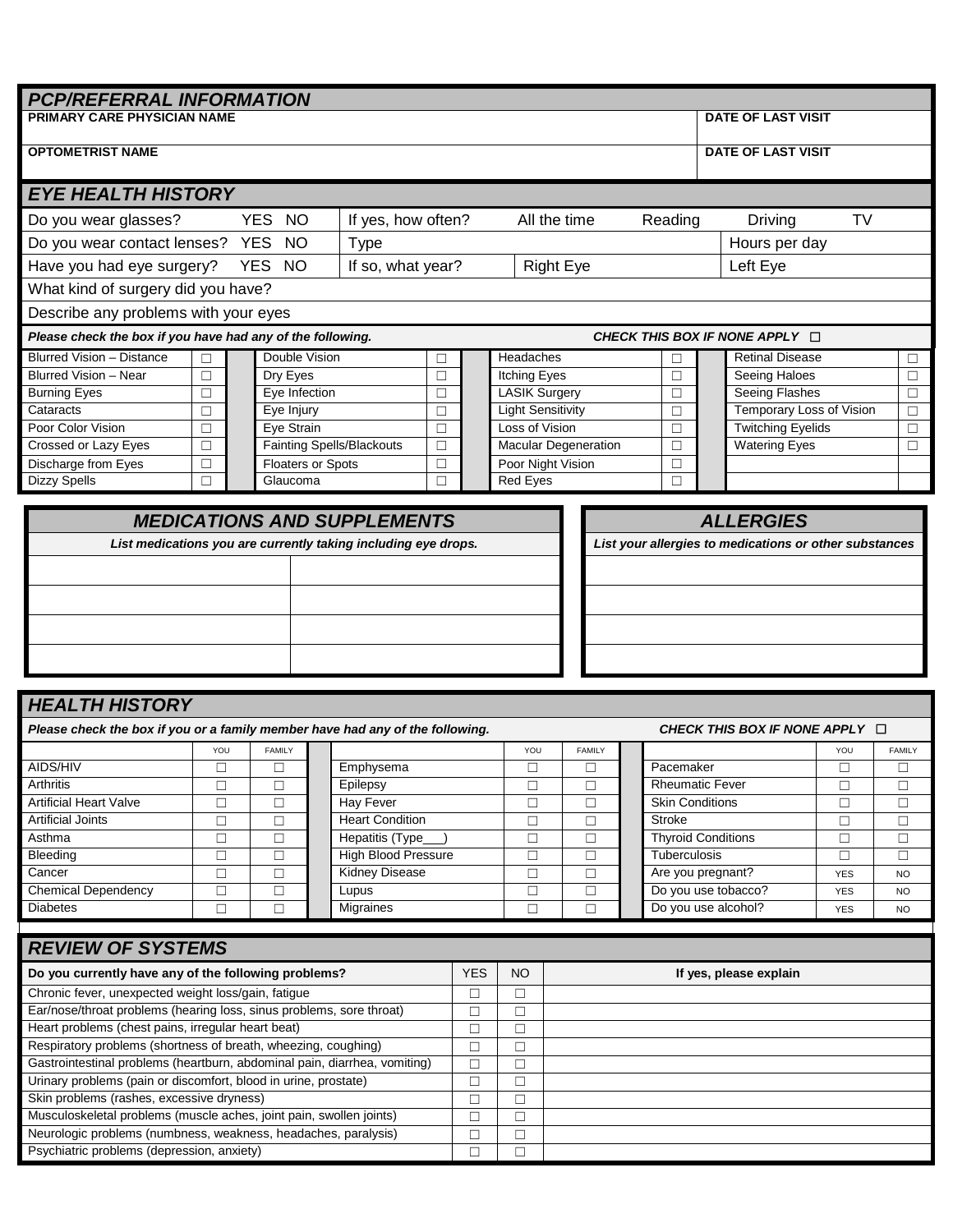## PCP/REFERRAL INFORMATION

| PRIMARY CARE PHYSICIAN NAME | DATE OF LAST VISIT |
|---|---|
| OPTOMETRIST NAME | DATE OF LAST VISIT |

## EYE HEALTH HISTORY

| | | | |
|---|---|---|---|
| Do you wear glasses? YES NO | If yes, how often? | All the time Reading Driving TV | |
| Do you wear contact lenses? YES NO | Type | | Hours per day |
| Have you had eye surgery? YES NO | If so, what year? | Right Eye | Left Eye |
| What kind of surgery did you have? | | | |
| Describe any problems with your eyes | | | |

***Please check the box if you have had any of the following.*** ***CHECK THIS BOX IF NONE APPLY*** ☐

| | | | | | | | |
|---|---|---|---|---|---|---|---|
| Blurred Vision – Distance | ☐ | Double Vision | ☐ | Headaches | ☐ | Retinal Disease | ☐ |
| Blurred Vision – Near | ☐ | Dry Eyes | ☐ | Itching Eyes | ☐ | Seeing Haloes | ☐ |
| Burning Eyes | ☐ | Eye Infection | ☐ | LASIK Surgery | ☐ | Seeing Flashes | ☐ |
| Cataracts | ☐ | Eye Injury | ☐ | Light Sensitivity | ☐ | Temporary Loss of Vision | ☐ |
| Poor Color Vision | ☐ | Eye Strain | ☐ | Loss of Vision | ☐ | Twitching Eyelids | ☐ |
| Crossed or Lazy Eyes | ☐ | Fainting Spells/Blackouts | ☐ | Macular Degeneration | ☐ | Watering Eyes | ☐ |
| Discharge from Eyes | ☐ | Floaters or Spots | ☐ | Poor Night Vision | ☐ | | |
| Dizzy Spells | ☐ | Glaucoma | ☐ | Red Eyes | ☐ | | |

## MEDICATIONS AND SUPPLEMENTS

***List medications you are currently taking including eye drops.***

| | |
|---|---|
| | |
| | |
| | |
| | |

## ALLERGIES

***List your allergies to medications or other substances***

| |
|---|
| |
| |
| |
| |

## HEALTH HISTORY

***Please check the box if you or a family member have had any of the following.*** ***CHECK THIS BOX IF NONE APPLY*** ☐

| | YOU | FAMILY | | YOU | FAMILY | | YOU | FAMILY |
|---|---|---|---|---|---|---|---|---|
| AIDS/HIV | ☐ | ☐ | Emphysema | ☐ | ☐ | Pacemaker | ☐ | ☐ |
| Arthritis | ☐ | ☐ | Epilepsy | ☐ | ☐ | Rheumatic Fever | ☐ | ☐ |
| Artificial Heart Valve | ☐ | ☐ | Hay Fever | ☐ | ☐ | Skin Conditions | ☐ | ☐ |
| Artificial Joints | ☐ | ☐ | Heart Condition | ☐ | ☐ | Stroke | ☐ | ☐ |
| Asthma | ☐ | ☐ | Hepatitis (Type___) | ☐ | ☐ | Thyroid Conditions | ☐ | ☐ |
| Bleeding | ☐ | ☐ | High Blood Pressure | ☐ | ☐ | Tuberculosis | ☐ | ☐ |
| Cancer | ☐ | ☐ | Kidney Disease | ☐ | ☐ | Are you pregnant? | YES | NO |
| Chemical Dependency | ☐ | ☐ | Lupus | ☐ | ☐ | Do you use tobacco? | YES | NO |
| Diabetes | ☐ | ☐ | Migraines | ☐ | ☐ | Do you use alcohol? | YES | NO |

## REVIEW OF SYSTEMS

| Do you currently have any of the following problems? | YES | NO | If yes, please explain |
|---|---|---|---|
| Chronic fever, unexpected weight loss/gain, fatigue | ☐ | ☐ | |
| Ear/nose/throat problems (hearing loss, sinus problems, sore throat) | ☐ | ☐ | |
| Heart problems (chest pains, irregular heart beat) | ☐ | ☐ | |
| Respiratory problems (shortness of breath, wheezing, coughing) | ☐ | ☐ | |
| Gastrointestinal problems (heartburn, abdominal pain, diarrhea, vomiting) | ☐ | ☐ | |
| Urinary problems (pain or discomfort, blood in urine, prostate) | ☐ | ☐ | |
| Skin problems (rashes, excessive dryness) | ☐ | ☐ | |
| Musculoskeletal problems (muscle aches, joint pain, swollen joints) | ☐ | ☐ | |
| Neurologic problems (numbness, weakness, headaches, paralysis) | ☐ | ☐ | |
| Psychiatric problems (depression, anxiety) | ☐ | ☐ | |